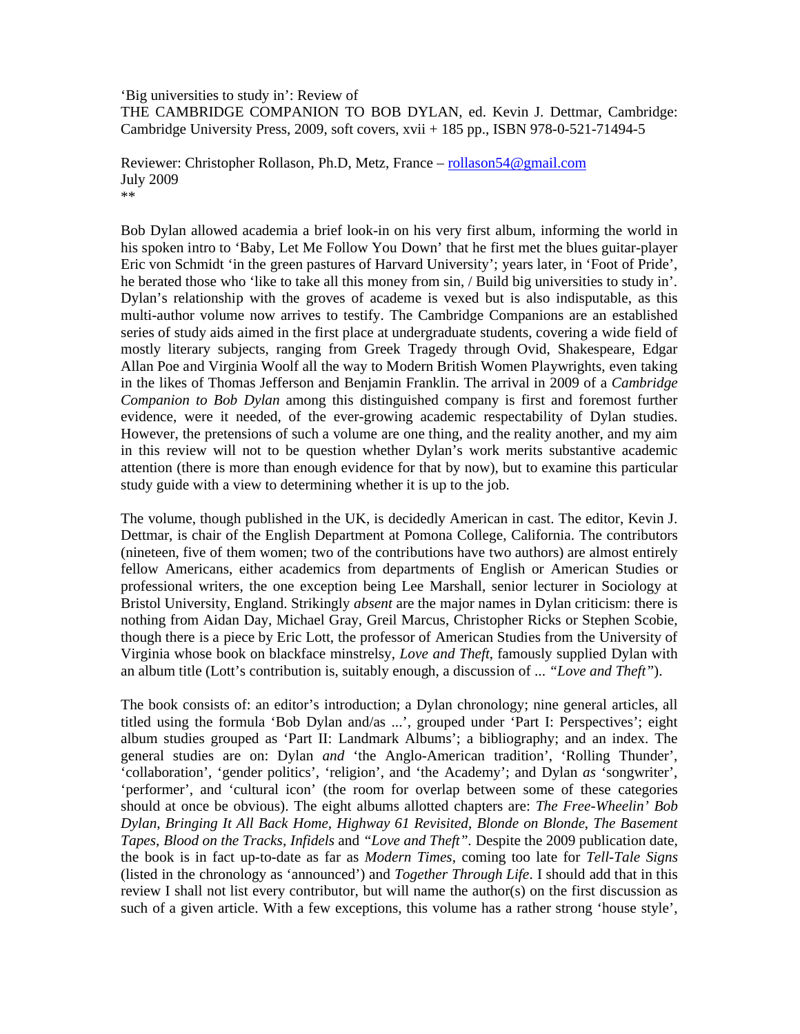'Big universities to study in': Review of
THE CAMBRIDGE COMPANION TO BOB DYLAN, ed. Kevin J. Dettmar, Cambridge: Cambridge University Press, 2009, soft covers, xvii + 185 pp., ISBN 978-0-521-71494-5

Reviewer: Christopher Rollason, Ph.D, Metz, France – rollason54@gmail.com
July 2009
**

Bob Dylan allowed academia a brief look-in on his very first album, informing the world in his spoken intro to 'Baby, Let Me Follow You Down' that he first met the blues guitar-player Eric von Schmidt 'in the green pastures of Harvard University'; years later, in 'Foot of Pride', he berated those who 'like to take all this money from sin, / Build big universities to study in'. Dylan's relationship with the groves of academe is vexed but is also indisputable, as this multi-author volume now arrives to testify. The Cambridge Companions are an established series of study aids aimed in the first place at undergraduate students, covering a wide field of mostly literary subjects, ranging from Greek Tragedy through Ovid, Shakespeare, Edgar Allan Poe and Virginia Woolf all the way to Modern British Women Playwrights, even taking in the likes of Thomas Jefferson and Benjamin Franklin. The arrival in 2009 of a *Cambridge Companion to Bob Dylan* among this distinguished company is first and foremost further evidence, were it needed, of the ever-growing academic respectability of Dylan studies. However, the pretensions of such a volume are one thing, and the reality another, and my aim in this review will not to be question whether Dylan's work merits substantive academic attention (there is more than enough evidence for that by now), but to examine this particular study guide with a view to determining whether it is up to the job.

The volume, though published in the UK, is decidedly American in cast. The editor, Kevin J. Dettmar, is chair of the English Department at Pomona College, California. The contributors (nineteen, five of them women; two of the contributions have two authors) are almost entirely fellow Americans, either academics from departments of English or American Studies or professional writers, the one exception being Lee Marshall, senior lecturer in Sociology at Bristol University, England. Strikingly *absent* are the major names in Dylan criticism: there is nothing from Aidan Day, Michael Gray, Greil Marcus, Christopher Ricks or Stephen Scobie, though there is a piece by Eric Lott, the professor of American Studies from the University of Virginia whose book on blackface minstrelsy, *Love and Theft*, famously supplied Dylan with an album title (Lott's contribution is, suitably enough, a discussion of ... *"Love and Theft"*).

The book consists of: an editor's introduction; a Dylan chronology; nine general articles, all titled using the formula 'Bob Dylan and/as ...', grouped under 'Part I: Perspectives'; eight album studies grouped as 'Part II: Landmark Albums'; a bibliography; and an index. The general studies are on: Dylan *and* 'the Anglo-American tradition', 'Rolling Thunder', 'collaboration', 'gender politics', 'religion', and 'the Academy'; and Dylan *as* 'songwriter', 'performer', and 'cultural icon' (the room for overlap between some of these categories should at once be obvious). The eight albums allotted chapters are: *The Free-Wheelin' Bob Dylan*, *Bringing It All Back Home*, *Highway 61 Revisited*, *Blonde on Blonde*, *The Basement Tapes*, *Blood on the Tracks*, *Infidels* and *"Love and Theft"*. Despite the 2009 publication date, the book is in fact up-to-date as far as *Modern Times*, coming too late for *Tell-Tale Signs* (listed in the chronology as 'announced') and *Together Through Life*. I should add that in this review I shall not list every contributor, but will name the author(s) on the first discussion as such of a given article. With a few exceptions, this volume has a rather strong 'house style',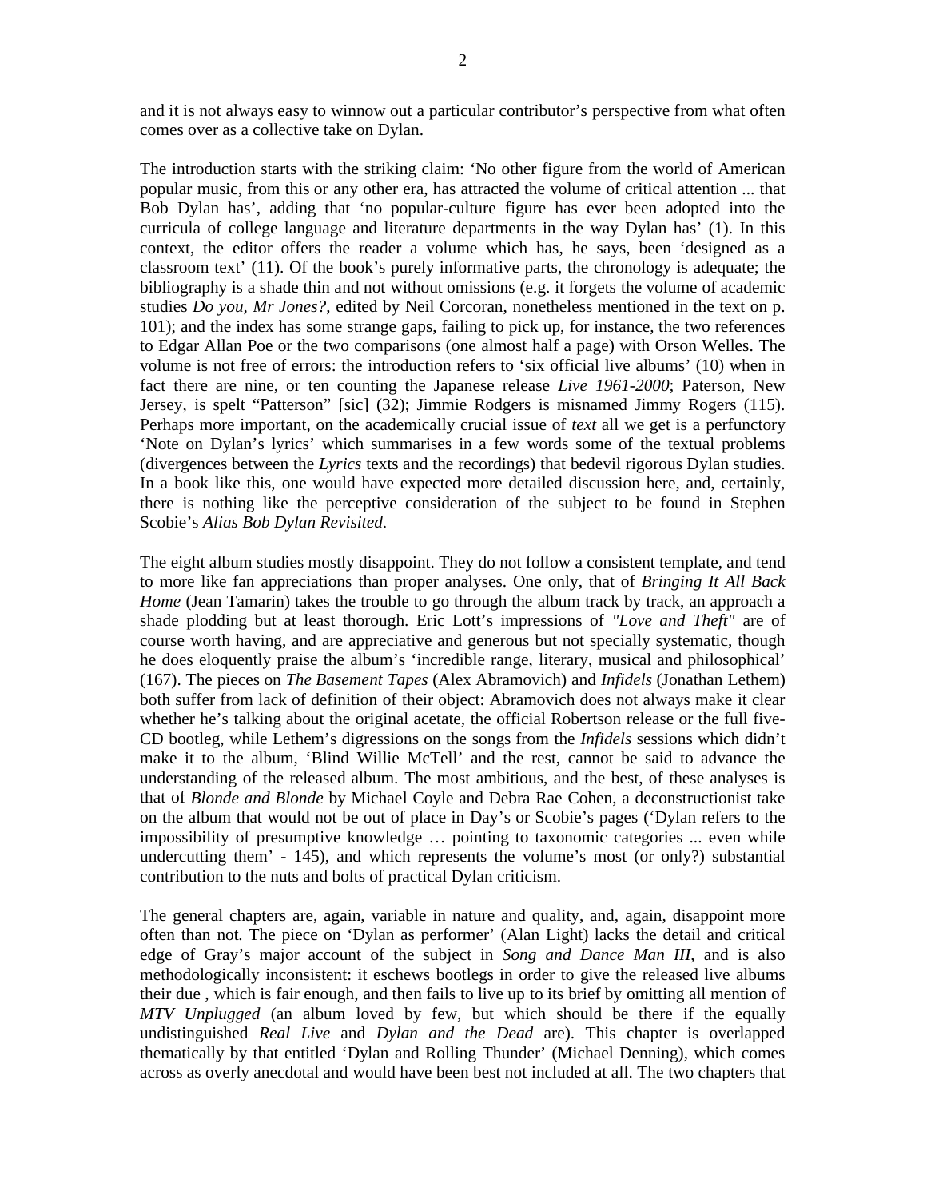and it is not always easy to winnow out a particular contributor's perspective from what often comes over as a collective take on Dylan.

The introduction starts with the striking claim: 'No other figure from the world of American popular music, from this or any other era, has attracted the volume of critical attention ... that Bob Dylan has', adding that 'no popular-culture figure has ever been adopted into the curricula of college language and literature departments in the way Dylan has' (1). In this context, the editor offers the reader a volume which has, he says, been 'designed as a classroom text' (11). Of the book's purely informative parts, the chronology is adequate; the bibliography is a shade thin and not without omissions (e.g. it forgets the volume of academic studies *Do you, Mr Jones?*, edited by Neil Corcoran, nonetheless mentioned in the text on p. 101); and the index has some strange gaps, failing to pick up, for instance, the two references to Edgar Allan Poe or the two comparisons (one almost half a page) with Orson Welles. The volume is not free of errors: the introduction refers to 'six official live albums' (10) when in fact there are nine, or ten counting the Japanese release *Live 1961-2000*; Paterson, New Jersey, is spelt "Patterson" [sic] (32); Jimmie Rodgers is misnamed Jimmy Rogers (115). Perhaps more important, on the academically crucial issue of *text* all we get is a perfunctory 'Note on Dylan's lyrics' which summarises in a few words some of the textual problems (divergences between the *Lyrics* texts and the recordings) that bedevil rigorous Dylan studies. In a book like this, one would have expected more detailed discussion here, and, certainly, there is nothing like the perceptive consideration of the subject to be found in Stephen Scobie's *Alias Bob Dylan Revisited*.

The eight album studies mostly disappoint. They do not follow a consistent template, and tend to more like fan appreciations than proper analyses. One only, that of *Bringing It All Back Home* (Jean Tamarin) takes the trouble to go through the album track by track, an approach a shade plodding but at least thorough. Eric Lott's impressions of *"Love and Theft"* are of course worth having, and are appreciative and generous but not specially systematic, though he does eloquently praise the album's 'incredible range, literary, musical and philosophical' (167). The pieces on *The Basement Tapes* (Alex Abramovich) and *Infidels* (Jonathan Lethem) both suffer from lack of definition of their object: Abramovich does not always make it clear whether he's talking about the original acetate, the official Robertson release or the full five-CD bootleg, while Lethem's digressions on the songs from the *Infidels* sessions which didn't make it to the album, 'Blind Willie McTell' and the rest, cannot be said to advance the understanding of the released album. The most ambitious, and the best, of these analyses is that of *Blonde and Blonde* by Michael Coyle and Debra Rae Cohen, a deconstructionist take on the album that would not be out of place in Day's or Scobie's pages ('Dylan refers to the impossibility of presumptive knowledge … pointing to taxonomic categories ... even while undercutting them' - 145), and which represents the volume's most (or only?) substantial contribution to the nuts and bolts of practical Dylan criticism.

The general chapters are, again, variable in nature and quality, and, again, disappoint more often than not. The piece on 'Dylan as performer' (Alan Light) lacks the detail and critical edge of Gray's major account of the subject in *Song and Dance Man III*, and is also methodologically inconsistent: it eschews bootlegs in order to give the released live albums their due , which is fair enough, and then fails to live up to its brief by omitting all mention of *MTV Unplugged* (an album loved by few, but which should be there if the equally undistinguished *Real Live* and *Dylan and the Dead* are). This chapter is overlapped thematically by that entitled 'Dylan and Rolling Thunder' (Michael Denning), which comes across as overly anecdotal and would have been best not included at all. The two chapters that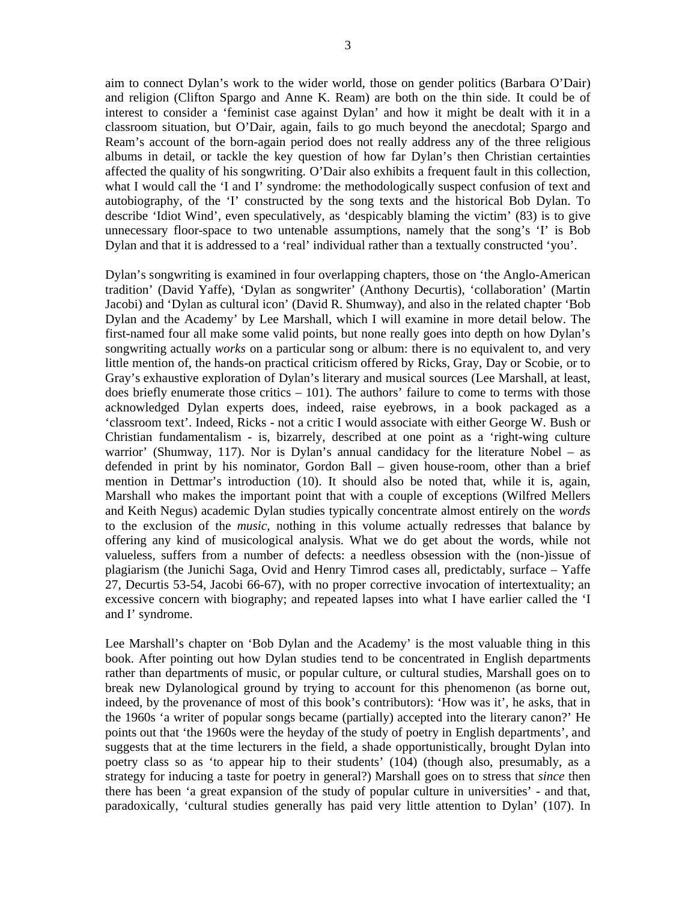aim to connect Dylan's work to the wider world, those on gender politics (Barbara O'Dair) and religion (Clifton Spargo and Anne K. Ream) are both on the thin side. It could be of interest to consider a 'feminist case against Dylan' and how it might be dealt with it in a classroom situation, but O'Dair, again, fails to go much beyond the anecdotal; Spargo and Ream's account of the born-again period does not really address any of the three religious albums in detail, or tackle the key question of how far Dylan's then Christian certainties affected the quality of his songwriting. O'Dair also exhibits a frequent fault in this collection, what I would call the 'I and I' syndrome: the methodologically suspect confusion of text and autobiography, of the 'I' constructed by the song texts and the historical Bob Dylan. To describe 'Idiot Wind', even speculatively, as 'despicably blaming the victim' (83) is to give unnecessary floor-space to two untenable assumptions, namely that the song's 'I' is Bob Dylan and that it is addressed to a 'real' individual rather than a textually constructed 'you'.

Dylan's songwriting is examined in four overlapping chapters, those on 'the Anglo-American tradition' (David Yaffe), 'Dylan as songwriter' (Anthony Decurtis), 'collaboration' (Martin Jacobi) and 'Dylan as cultural icon' (David R. Shumway), and also in the related chapter 'Bob Dylan and the Academy' by Lee Marshall, which I will examine in more detail below. The first-named four all make some valid points, but none really goes into depth on how Dylan's songwriting actually *works* on a particular song or album: there is no equivalent to, and very little mention of, the hands-on practical criticism offered by Ricks, Gray, Day or Scobie, or to Gray's exhaustive exploration of Dylan's literary and musical sources (Lee Marshall, at least, does briefly enumerate those critics – 101). The authors' failure to come to terms with those acknowledged Dylan experts does, indeed, raise eyebrows, in a book packaged as a 'classroom text'. Indeed, Ricks - not a critic I would associate with either George W. Bush or Christian fundamentalism - is, bizarrely, described at one point as a 'right-wing culture warrior' (Shumway, 117). Nor is Dylan's annual candidacy for the literature Nobel – as defended in print by his nominator, Gordon Ball – given house-room, other than a brief mention in Dettmar's introduction (10). It should also be noted that, while it is, again, Marshall who makes the important point that with a couple of exceptions (Wilfred Mellers and Keith Negus) academic Dylan studies typically concentrate almost entirely on the *words* to the exclusion of the *music*, nothing in this volume actually redresses that balance by offering any kind of musicological analysis. What we do get about the words, while not valueless, suffers from a number of defects: a needless obsession with the (non-)issue of plagiarism (the Junichi Saga, Ovid and Henry Timrod cases all, predictably, surface – Yaffe 27, Decurtis 53-54, Jacobi 66-67), with no proper corrective invocation of intertextuality; an excessive concern with biography; and repeated lapses into what I have earlier called the 'I and I' syndrome.

Lee Marshall's chapter on 'Bob Dylan and the Academy' is the most valuable thing in this book. After pointing out how Dylan studies tend to be concentrated in English departments rather than departments of music, or popular culture, or cultural studies, Marshall goes on to break new Dylanological ground by trying to account for this phenomenon (as borne out, indeed, by the provenance of most of this book's contributors): 'How was it', he asks, that in the 1960s 'a writer of popular songs became (partially) accepted into the literary canon?' He points out that 'the 1960s were the heyday of the study of poetry in English departments', and suggests that at the time lecturers in the field, a shade opportunistically, brought Dylan into poetry class so as 'to appear hip to their students' (104) (though also, presumably, as a strategy for inducing a taste for poetry in general?) Marshall goes on to stress that *since* then there has been 'a great expansion of the study of popular culture in universities' - and that, paradoxically, 'cultural studies generally has paid very little attention to Dylan' (107). In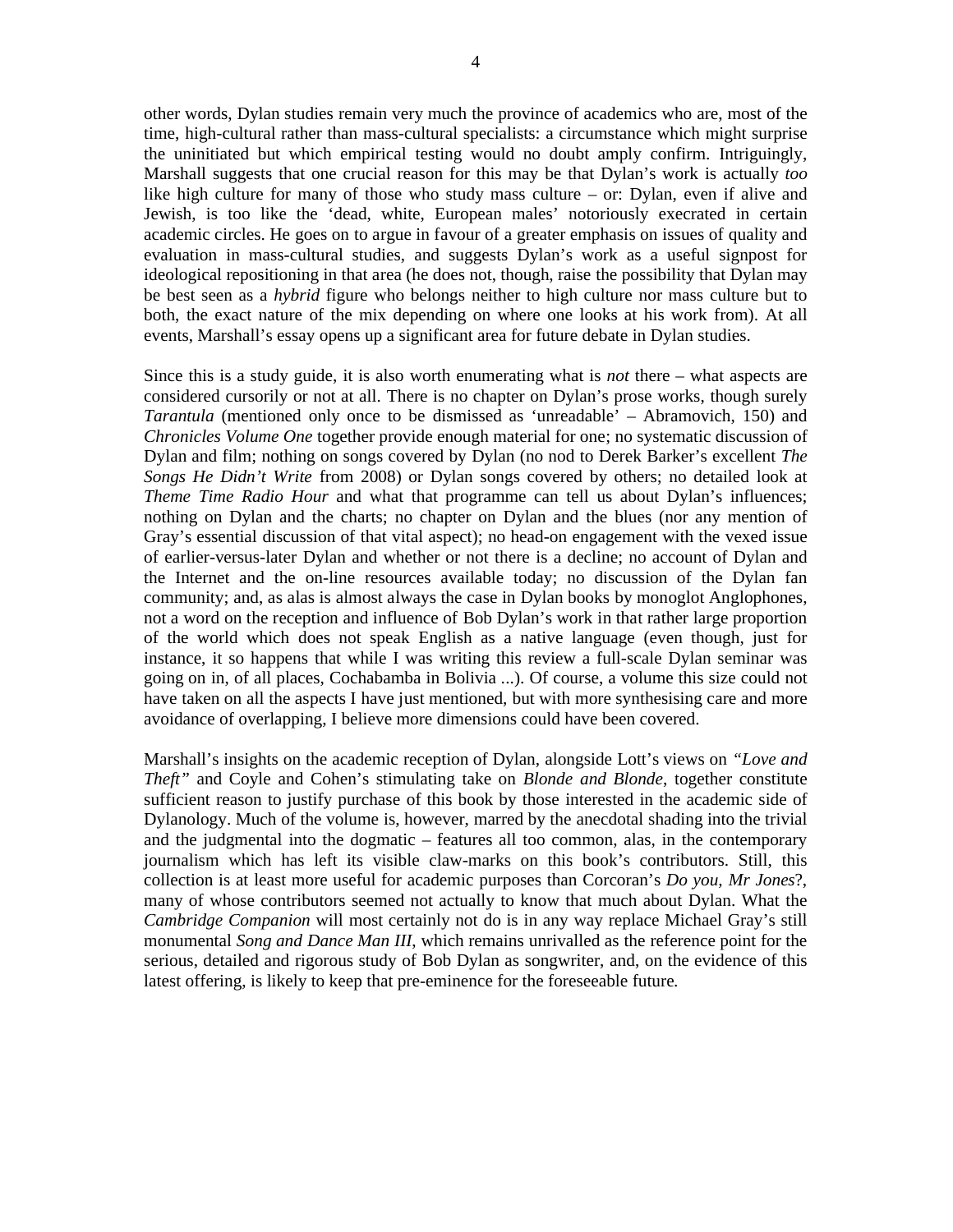other words, Dylan studies remain very much the province of academics who are, most of the time, high-cultural rather than mass-cultural specialists: a circumstance which might surprise the uninitiated but which empirical testing would no doubt amply confirm. Intriguingly, Marshall suggests that one crucial reason for this may be that Dylan's work is actually *too* like high culture for many of those who study mass culture – or: Dylan, even if alive and Jewish, is too like the 'dead, white, European males' notoriously execrated in certain academic circles. He goes on to argue in favour of a greater emphasis on issues of quality and evaluation in mass-cultural studies, and suggests Dylan's work as a useful signpost for ideological repositioning in that area (he does not, though, raise the possibility that Dylan may be best seen as a *hybrid* figure who belongs neither to high culture nor mass culture but to both, the exact nature of the mix depending on where one looks at his work from). At all events, Marshall's essay opens up a significant area for future debate in Dylan studies.

Since this is a study guide, it is also worth enumerating what is *not* there – what aspects are considered cursorily or not at all. There is no chapter on Dylan's prose works, though surely *Tarantula* (mentioned only once to be dismissed as 'unreadable' – Abramovich, 150) and *Chronicles Volume One* together provide enough material for one; no systematic discussion of Dylan and film; nothing on songs covered by Dylan (no nod to Derek Barker's excellent *The Songs He Didn't Write* from 2008) or Dylan songs covered by others; no detailed look at *Theme Time Radio Hour* and what that programme can tell us about Dylan's influences; nothing on Dylan and the charts; no chapter on Dylan and the blues (nor any mention of Gray's essential discussion of that vital aspect); no head-on engagement with the vexed issue of earlier-versus-later Dylan and whether or not there is a decline; no account of Dylan and the Internet and the on-line resources available today; no discussion of the Dylan fan community; and, as alas is almost always the case in Dylan books by monoglot Anglophones, not a word on the reception and influence of Bob Dylan's work in that rather large proportion of the world which does not speak English as a native language (even though, just for instance, it so happens that while I was writing this review a full-scale Dylan seminar was going on in, of all places, Cochabamba in Bolivia ...). Of course, a volume this size could not have taken on all the aspects I have just mentioned, but with more synthesising care and more avoidance of overlapping, I believe more dimensions could have been covered.

Marshall's insights on the academic reception of Dylan, alongside Lott's views on *"Love and Theft"* and Coyle and Cohen's stimulating take on *Blonde and Blonde*, together constitute sufficient reason to justify purchase of this book by those interested in the academic side of Dylanology. Much of the volume is, however, marred by the anecdotal shading into the trivial and the judgmental into the dogmatic – features all too common, alas, in the contemporary journalism which has left its visible claw-marks on this book's contributors. Still, this collection is at least more useful for academic purposes than Corcoran's *Do you, Mr Jones*?, many of whose contributors seemed not actually to know that much about Dylan. What the *Cambridge Companion* will most certainly not do is in any way replace Michael Gray's still monumental *Song and Dance Man III*, which remains unrivalled as the reference point for the serious, detailed and rigorous study of Bob Dylan as songwriter, and, on the evidence of this latest offering, is likely to keep that pre-eminence for the foreseeable future.